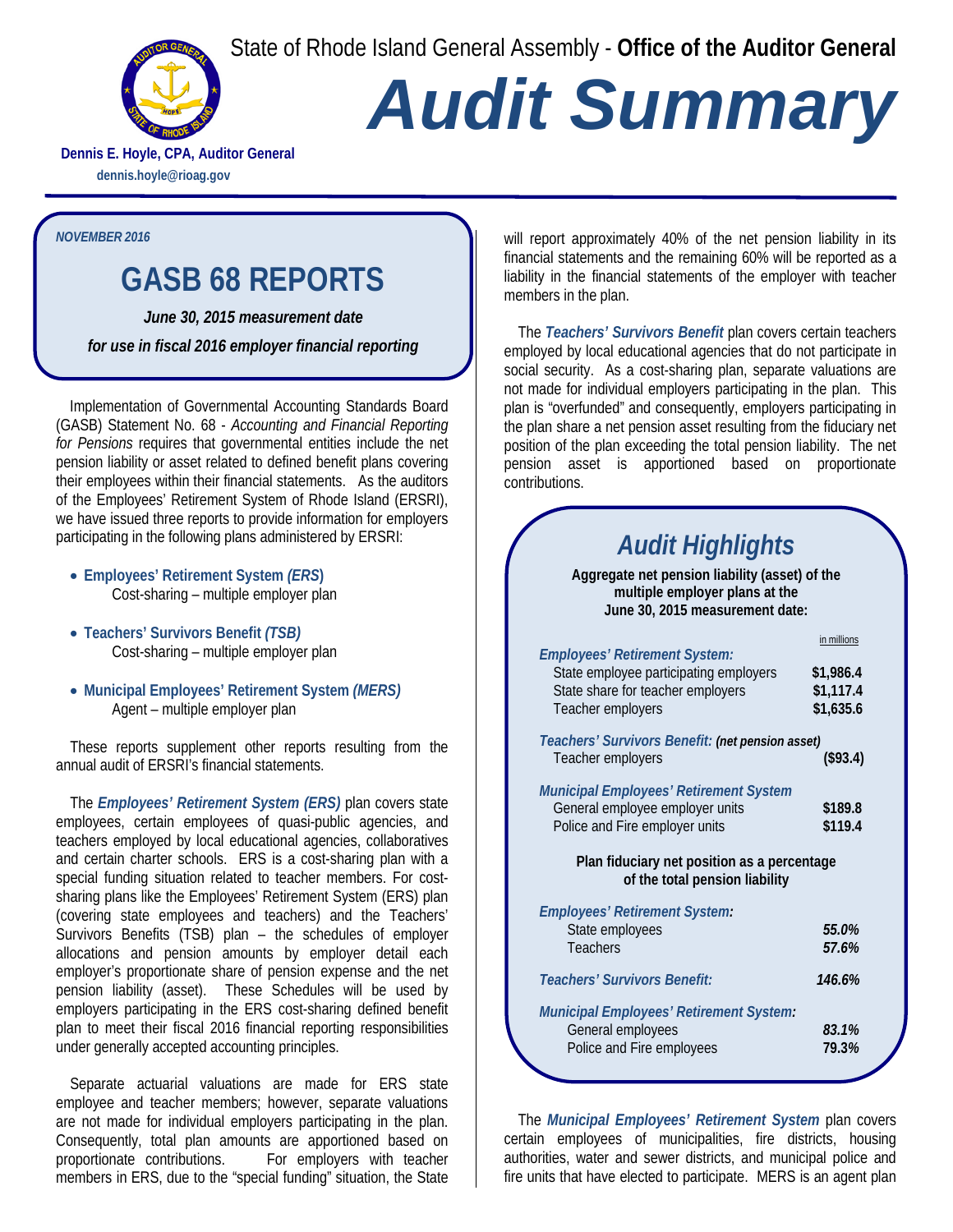State of Rhode Island General Assembly - **Office of the Auditor General**

# *Audit Summary*

**Dennis E. Hoyle, CPA, Auditor General**
**dennis.hoyle@rioag.gov**

*NOVEMBER 2016*

## GASB 68 REPORTS

***June 30, 2015 measurement date***
***for use in fiscal 2016 employer financial reporting***

Implementation of Governmental Accounting Standards Board (GASB) Statement No. 68 - *Accounting and Financial Reporting for Pensions* requires that governmental entities include the net pension liability or asset related to defined benefit plans covering their employees within their financial statements. As the auditors of the Employees' Retirement System of Rhode Island (ERSRI), we have issued three reports to provide information for employers participating in the following plans administered by ERSRI:

- **Employees' Retirement System *(ERS)***
  Cost-sharing – multiple employer plan
- **Teachers' Survivors Benefit *(TSB)***
  Cost-sharing – multiple employer plan
- **Municipal Employees' Retirement System *(MERS)***
  Agent – multiple employer plan

These reports supplement other reports resulting from the annual audit of ERSRI's financial statements.

The ***Employees' Retirement System (ERS)*** plan covers state employees, certain employees of quasi-public agencies, and teachers employed by local educational agencies, collaboratives and certain charter schools. ERS is a cost-sharing plan with a special funding situation related to teacher members. For cost-sharing plans like the Employees' Retirement System (ERS) plan (covering state employees and teachers) and the Teachers' Survivors Benefits (TSB) plan – the schedules of employer allocations and pension amounts by employer detail each employer's proportionate share of pension expense and the net pension liability (asset). These Schedules will be used by employers participating in the ERS cost-sharing defined benefit plan to meet their fiscal 2016 financial reporting responsibilities under generally accepted accounting principles.

Separate actuarial valuations are made for ERS state employee and teacher members; however, separate valuations are not made for individual employers participating in the plan. Consequently, total plan amounts are apportioned based on proportionate contributions. For employers with teacher members in ERS, due to the "special funding" situation, the State will report approximately 40% of the net pension liability in its financial statements and the remaining 60% will be reported as a liability in the financial statements of the employer with teacher members in the plan.

The ***Teachers' Survivors Benefit*** plan covers certain teachers employed by local educational agencies that do not participate in social security. As a cost-sharing plan, separate valuations are not made for individual employers participating in the plan. This plan is "overfunded" and consequently, employers participating in the plan share a net pension asset resulting from the fiduciary net position of the plan exceeding the total pension liability. The net pension asset is apportioned based on proportionate contributions.

### *Audit Highlights*

**Aggregate net pension liability (asset) of the multiple employer plans at the June 30, 2015 measurement date:**

| | in millions |
|---|---|
| ***Employees' Retirement System:*** | |
| State employee participating employers | **$1,986.4** |
| State share for teacher employers | **$1,117.4** |
| Teacher employers | **$1,635.6** |
| ***Teachers' Survivors Benefit:* (net pension asset)** | |
| Teacher employers | **($93.4)** |
| ***Municipal Employees' Retirement System*** | |
| General employee employer units | **$189.8** |
| Police and Fire employer units | **$119.4** |

**Plan fiduciary net position as a percentage of the total pension liability**

| | |
|---|---|
| ***Employees' Retirement System:*** | |
| State employees | ***55.0%*** |
| Teachers | ***57.6%*** |
| ***Teachers' Survivors Benefit:*** | ***146.6%*** |
| ***Municipal Employees' Retirement System:*** | |
| General employees | ***83.1%*** |
| Police and Fire employees | ***79.3%*** |

The ***Municipal Employees' Retirement System*** plan covers certain employees of municipalities, fire districts, housing authorities, water and sewer districts, and municipal police and fire units that have elected to participate. MERS is an agent plan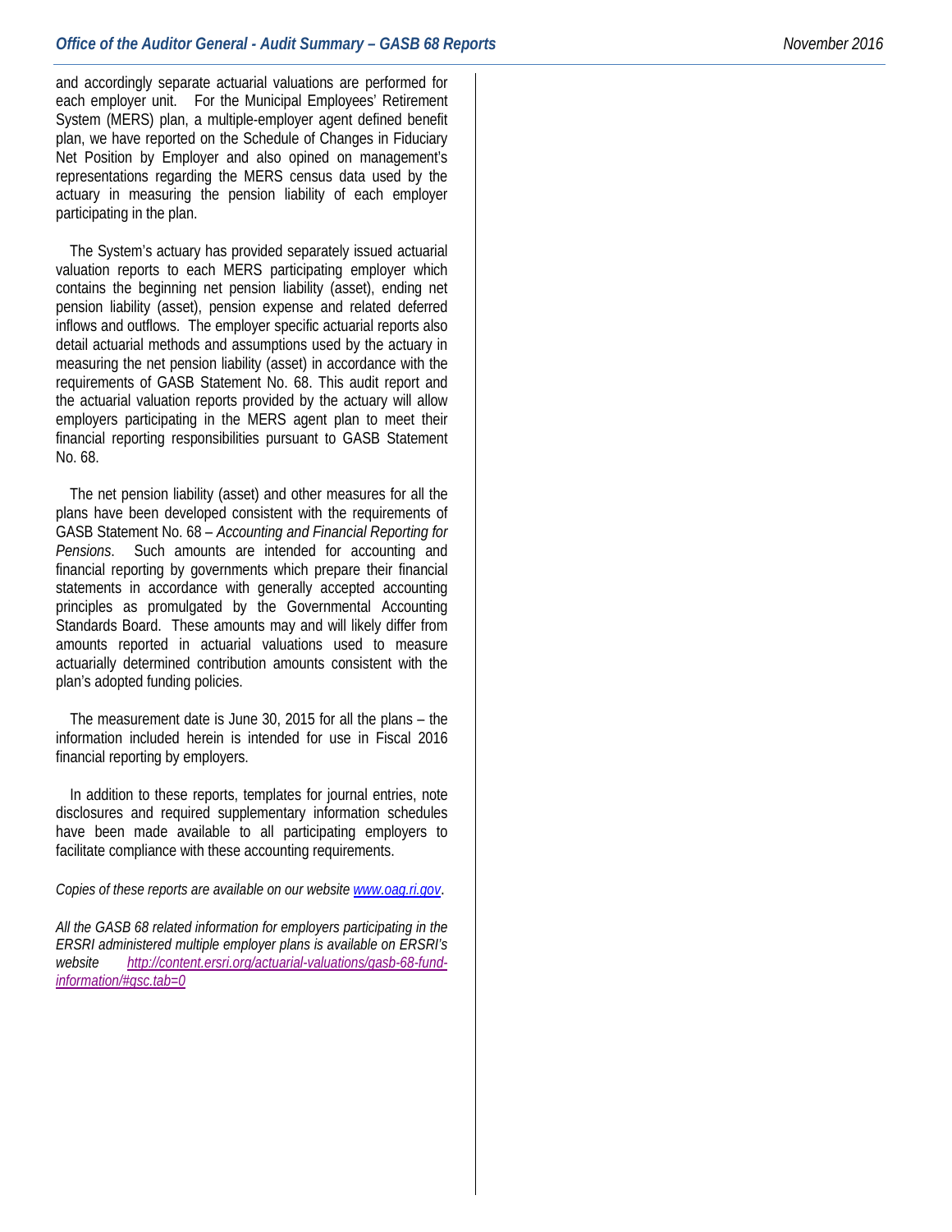and accordingly separate actuarial valuations are performed for each employer unit. For the Municipal Employees' Retirement System (MERS) plan, a multiple-employer agent defined benefit plan, we have reported on the Schedule of Changes in Fiduciary Net Position by Employer and also opined on management's representations regarding the MERS census data used by the actuary in measuring the pension liability of each employer participating in the plan.

The System's actuary has provided separately issued actuarial valuation reports to each MERS participating employer which contains the beginning net pension liability (asset), ending net pension liability (asset), pension expense and related deferred inflows and outflows. The employer specific actuarial reports also detail actuarial methods and assumptions used by the actuary in measuring the net pension liability (asset) in accordance with the requirements of GASB Statement No. 68. This audit report and the actuarial valuation reports provided by the actuary will allow employers participating in the MERS agent plan to meet their financial reporting responsibilities pursuant to GASB Statement No. 68.

The net pension liability (asset) and other measures for all the plans have been developed consistent with the requirements of GASB Statement No. 68 – *Accounting and Financial Reporting for Pensions*. Such amounts are intended for accounting and financial reporting by governments which prepare their financial statements in accordance with generally accepted accounting principles as promulgated by the Governmental Accounting Standards Board. These amounts may and will likely differ from amounts reported in actuarial valuations used to measure actuarially determined contribution amounts consistent with the plan's adopted funding policies.

The measurement date is June 30, 2015 for all the plans – the information included herein is intended for use in Fiscal 2016 financial reporting by employers.

In addition to these reports, templates for journal entries, note disclosures and required supplementary information schedules have been made available to all participating employers to facilitate compliance with these accounting requirements.

*Copies of these reports are available on our website [www.oag.ri.gov](http://www.oag.ri.gov).*

*All the GASB 68 related information for employers participating in the ERSRI administered multiple employer plans is available on ERSRI's website [http://content.ersri.org/actuarial-valuations/gasb-68-fund-information/#gsc.tab=0](http://content.ersri.org/actuarial-valuations/gasb-68-fund-information/#gsc.tab=0)*